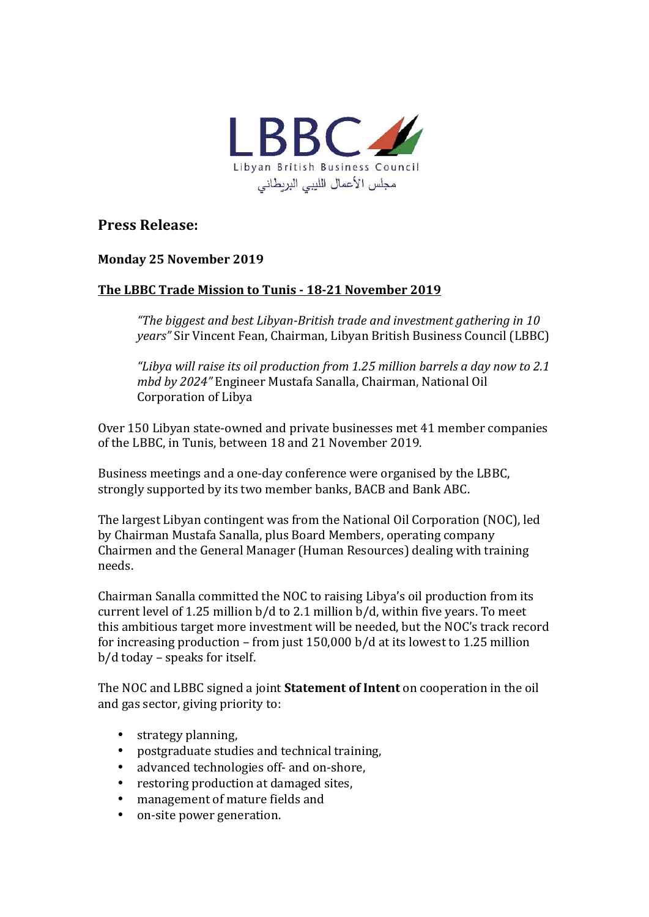LBBC

Libyan British Business Council

مجلس الأعمال الليبي البريطاني

## Press Release:

**Monday 25 November 2019**

**The LBBC Trade Mission to Tunis - 18-21 November 2019**

> *"The biggest and best Libyan-British trade and investment gathering in 10 years"* Sir Vincent Fean, Chairman, Libyan British Business Council (LBBC)
>
> *"Libya will raise its oil production from 1.25 million barrels a day now to 2.1 mbd by 2024"* Engineer Mustafa Sanalla, Chairman, National Oil Corporation of Libya

Over 150 Libyan state-owned and private businesses met 41 member companies of the LBBC, in Tunis, between 18 and 21 November 2019.

Business meetings and a one-day conference were organised by the LBBC, strongly supported by its two member banks, BACB and Bank ABC.

The largest Libyan contingent was from the National Oil Corporation (NOC), led by Chairman Mustafa Sanalla, plus Board Members, operating company Chairmen and the General Manager (Human Resources) dealing with training needs.

Chairman Sanalla committed the NOC to raising Libya's oil production from its current level of 1.25 million b/d to 2.1 million b/d, within five years. To meet this ambitious target more investment will be needed, but the NOC's track record for increasing production – from just 150,000 b/d at its lowest to 1.25 million b/d today – speaks for itself.

The NOC and LBBC signed a joint **Statement of Intent** on cooperation in the oil and gas sector, giving priority to:

- strategy planning,
- postgraduate studies and technical training,
- advanced technologies off- and on-shore,
- restoring production at damaged sites,
- management of mature fields and
- on-site power generation.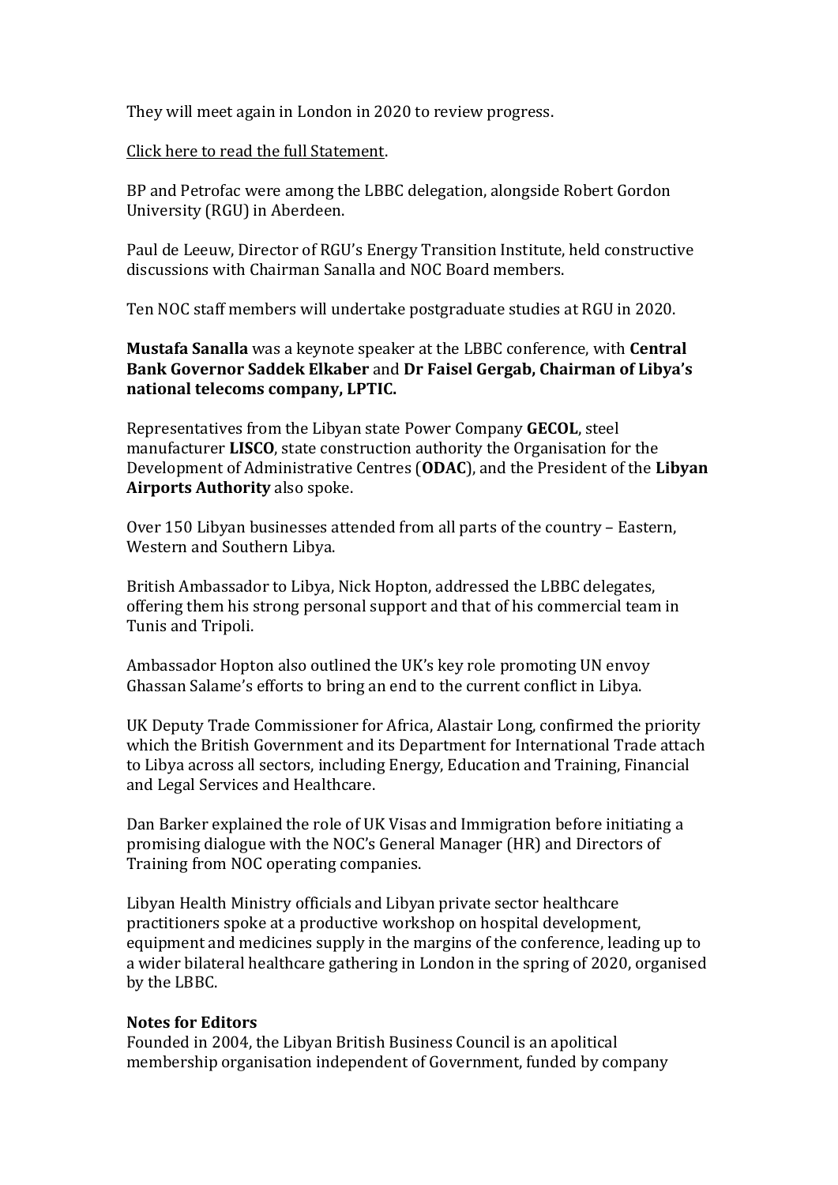They will meet again in London in 2020 to review progress.

Click here to read the full Statement.

BP and Petrofac were among the LBBC delegation, alongside Robert Gordon University (RGU) in Aberdeen.

Paul de Leeuw, Director of RGU's Energy Transition Institute, held constructive discussions with Chairman Sanalla and NOC Board members.

Ten NOC staff members will undertake postgraduate studies at RGU in 2020.

**Mustafa Sanalla** was a keynote speaker at the LBBC conference, with **Central Bank Governor Saddek Elkaber** and **Dr Faisel Gergab, Chairman of Libya's national telecoms company, LPTIC.**

Representatives from the Libyan state Power Company **GECOL**, steel manufacturer **LISCO**, state construction authority the Organisation for the Development of Administrative Centres (**ODAC**), and the President of the **Libyan Airports Authority** also spoke.

Over 150 Libyan businesses attended from all parts of the country – Eastern, Western and Southern Libya.

British Ambassador to Libya, Nick Hopton, addressed the LBBC delegates, offering them his strong personal support and that of his commercial team in Tunis and Tripoli.

Ambassador Hopton also outlined the UK's key role promoting UN envoy Ghassan Salame's efforts to bring an end to the current conflict in Libya.

UK Deputy Trade Commissioner for Africa, Alastair Long, confirmed the priority which the British Government and its Department for International Trade attach to Libya across all sectors, including Energy, Education and Training, Financial and Legal Services and Healthcare.

Dan Barker explained the role of UK Visas and Immigration before initiating a promising dialogue with the NOC's General Manager (HR) and Directors of Training from NOC operating companies.

Libyan Health Ministry officials and Libyan private sector healthcare practitioners spoke at a productive workshop on hospital development, equipment and medicines supply in the margins of the conference, leading up to a wider bilateral healthcare gathering in London in the spring of 2020, organised by the LBBC.

**Notes for Editors**

Founded in 2004, the Libyan British Business Council is an apolitical membership organisation independent of Government, funded by company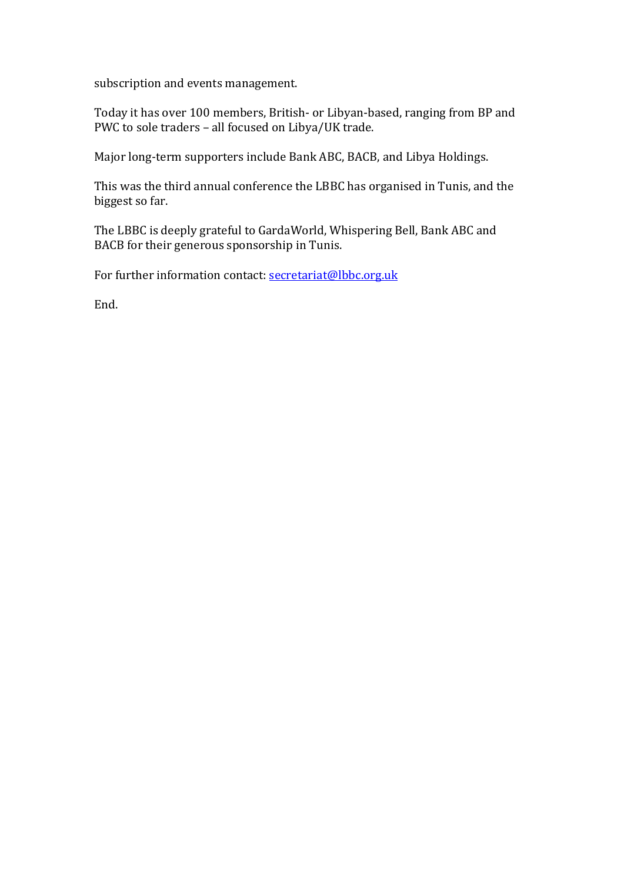subscription and events management.

Today it has over 100 members, British- or Libyan-based, ranging from BP and PWC to sole traders – all focused on Libya/UK trade.

Major long-term supporters include Bank ABC, BACB, and Libya Holdings.

This was the third annual conference the LBBC has organised in Tunis, and the biggest so far.

The LBBC is deeply grateful to GardaWorld, Whispering Bell, Bank ABC and BACB for their generous sponsorship in Tunis.

For further information contact: secretariat@lbbc.org.uk

End.